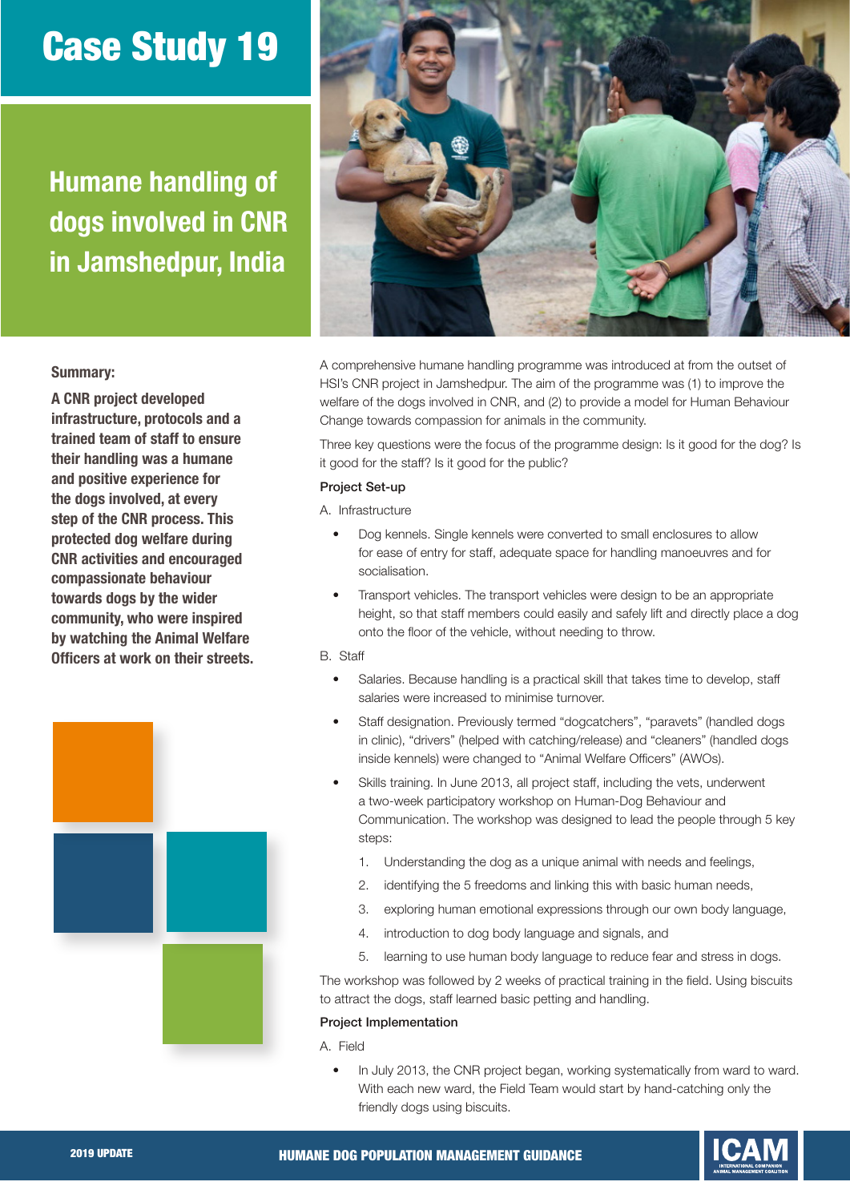# Case Study 19

## Humane handling of dogs involved in CNR in Jamshedpur, India

**Summary:**

**A CNR project developed infrastructure, protocols and a trained team of staff to ensure their handling was a humane and positive experience for the dogs involved, at every step of the CNR process. This protected dog welfare during CNR activities and encouraged compassionate behaviour towards dogs by the wider community, who were inspired by watching the Animal Welfare Officers at work on their streets.**

A comprehensive humane handling programme was introduced at from the outset of HSI's CNR project in Jamshedpur. The aim of the programme was (1) to improve the welfare of the dogs involved in CNR, and (2) to provide a model for Human Behaviour Change towards compassion for animals in the community.

Three key questions were the focus of the programme design: Is it good for the dog? Is it good for the staff? Is it good for the public?

**Project Set-up**

A. Infrastructure

- Dog kennels. Single kennels were converted to small enclosures to allow for ease of entry for staff, adequate space for handling manoeuvres and for socialisation.
- Transport vehicles. The transport vehicles were design to be an appropriate height, so that staff members could easily and safely lift and directly place a dog onto the floor of the vehicle, without needing to throw.

B. Staff

- Salaries. Because handling is a practical skill that takes time to develop, staff salaries were increased to minimise turnover.
- Staff designation. Previously termed "dogcatchers", "paravets" (handled dogs in clinic), "drivers" (helped with catching/release) and "cleaners" (handled dogs inside kennels) were changed to "Animal Welfare Officers" (AWOs).
- Skills training. In June 2013, all project staff, including the vets, underwent a two-week participatory workshop on Human-Dog Behaviour and Communication. The workshop was designed to lead the people through 5 key steps:
  1. Understanding the dog as a unique animal with needs and feelings,
  2. identifying the 5 freedoms and linking this with basic human needs,
  3. exploring human emotional expressions through our own body language,
  4. introduction to dog body language and signals, and
  5. learning to use human body language to reduce fear and stress in dogs.

The workshop was followed by 2 weeks of practical training in the field. Using biscuits to attract the dogs, staff learned basic petting and handling.

**Project Implementation**

A. Field

- In July 2013, the CNR project began, working systematically from ward to ward. With each new ward, the Field Team would start by hand-catching only the friendly dogs using biscuits.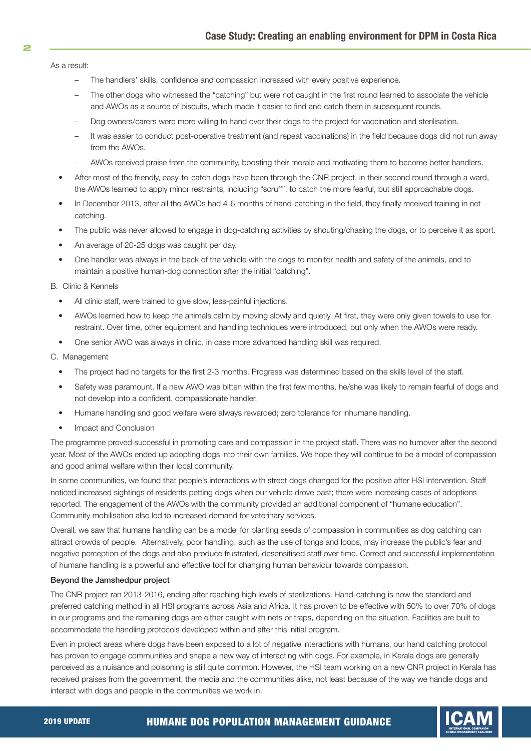As a result:

- The handlers' skills, confidence and compassion increased with every positive experience.
- The other dogs who witnessed the "catching" but were not caught in the first round learned to associate the vehicle and AWOs as a source of biscuits, which made it easier to find and catch them in subsequent rounds.
- Dog owners/carers were more willing to hand over their dogs to the project for vaccination and sterilisation.
- It was easier to conduct post-operative treatment (and repeat vaccinations) in the field because dogs did not run away from the AWOs.
- AWOs received praise from the community, boosting their morale and motivating them to become better handlers.

- After most of the friendly, easy-to-catch dogs have been through the CNR project, in their second round through a ward, the AWOs learned to apply minor restraints, including "scruff", to catch the more fearful, but still approachable dogs.
- In December 2013, after all the AWOs had 4-6 months of hand-catching in the field, they finally received training in net-catching.
- The public was never allowed to engage in dog-catching activities by shouting/chasing the dogs, or to perceive it as sport.
- An average of 20-25 dogs was caught per day.
- One handler was always in the back of the vehicle with the dogs to monitor health and safety of the animals, and to maintain a positive human-dog connection after the initial "catching".

B. Clinic & Kennels

- All clinic staff, were trained to give slow, less-painful injections.
- AWOs learned how to keep the animals calm by moving slowly and quietly. At first, they were only given towels to use for restraint. Over time, other equipment and handling techniques were introduced, but only when the AWOs were ready.
- One senior AWO was always in clinic, in case more advanced handling skill was required.

C. Management

- The project had no targets for the first 2-3 months. Progress was determined based on the skills level of the staff.
- Safety was paramount. If a new AWO was bitten within the first few months, he/she was likely to remain fearful of dogs and not develop into a confident, compassionate handler.
- Humane handling and good welfare were always rewarded; zero tolerance for inhumane handling.
- Impact and Conclusion

The programme proved successful in promoting care and compassion in the project staff. There was no turnover after the second year. Most of the AWOs ended up adopting dogs into their own families. We hope they will continue to be a model of compassion and good animal welfare within their local community.

In some communities, we found that people's interactions with street dogs changed for the positive after HSI intervention. Staff noticed increased sightings of residents petting dogs when our vehicle drove past; there were increasing cases of adoptions reported. The engagement of the AWOs with the community provided an additional component of "humane education". Community mobilisation also led to increased demand for veterinary services.

Overall, we saw that humane handling can be a model for planting seeds of compassion in communities as dog catching can attract crowds of people. Alternatively, poor handling, such as the use of tongs and loops, may increase the public's fear and negative perception of the dogs and also produce frustrated, desensitised staff over time. Correct and successful implementation of humane handling is a powerful and effective tool for changing human behaviour towards compassion.

**Beyond the Jamshedpur project**

The CNR project ran 2013-2016, ending after reaching high levels of sterilizations. Hand-catching is now the standard and preferred catching method in all HSI programs across Asia and Africa. It has proven to be effective with 50% to over 70% of dogs in our programs and the remaining dogs are either caught with nets or traps, depending on the situation. Facilities are built to accommodate the handling protocols developed within and after this initial program.

Even in project areas where dogs have been exposed to a lot of negative interactions with humans, our hand catching protocol has proven to engage communities and shape a new way of interacting with dogs. For example, in Kerala dogs are generally perceived as a nuisance and poisoning is still quite common. However, the HSI team working on a new CNR project in Kerala has received praises from the government, the media and the communities alike, not least because of the way we handle dogs and interact with dogs and people in the communities we work in.